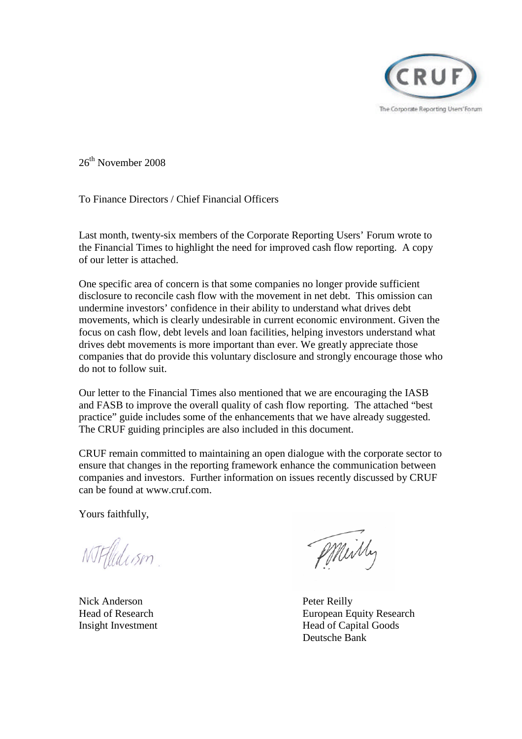CRUF

The Corporate Reporting Users' Forum

26th November 2008

To Finance Directors / Chief Financial Officers

Last month, twenty-six members of the Corporate Reporting Users' Forum wrote to the Financial Times to highlight the need for improved cash flow reporting. A copy of our letter is attached.

One specific area of concern is that some companies no longer provide sufficient disclosure to reconcile cash flow with the movement in net debt. This omission can undermine investors' confidence in their ability to understand what drives debt movements, which is clearly undesirable in current economic environment. Given the focus on cash flow, debt levels and loan facilities, helping investors understand what drives debt movements is more important than ever. We greatly appreciate those companies that do provide this voluntary disclosure and strongly encourage those who do not to follow suit.

Our letter to the Financial Times also mentioned that we are encouraging the IASB and FASB to improve the overall quality of cash flow reporting. The attached "best practice" guide includes some of the enhancements that we have already suggested. The CRUF guiding principles are also included in this document.

CRUF remain committed to maintaining an open dialogue with the corporate sector to ensure that changes in the reporting framework enhance the communication between companies and investors. Further information on issues recently discussed by CRUF can be found at www.cruf.com.

Yours faithfully,

Nick Anderson
Head of Research
Insight Investment

Peter Reilly
European Equity Research
Head of Capital Goods
Deutsche Bank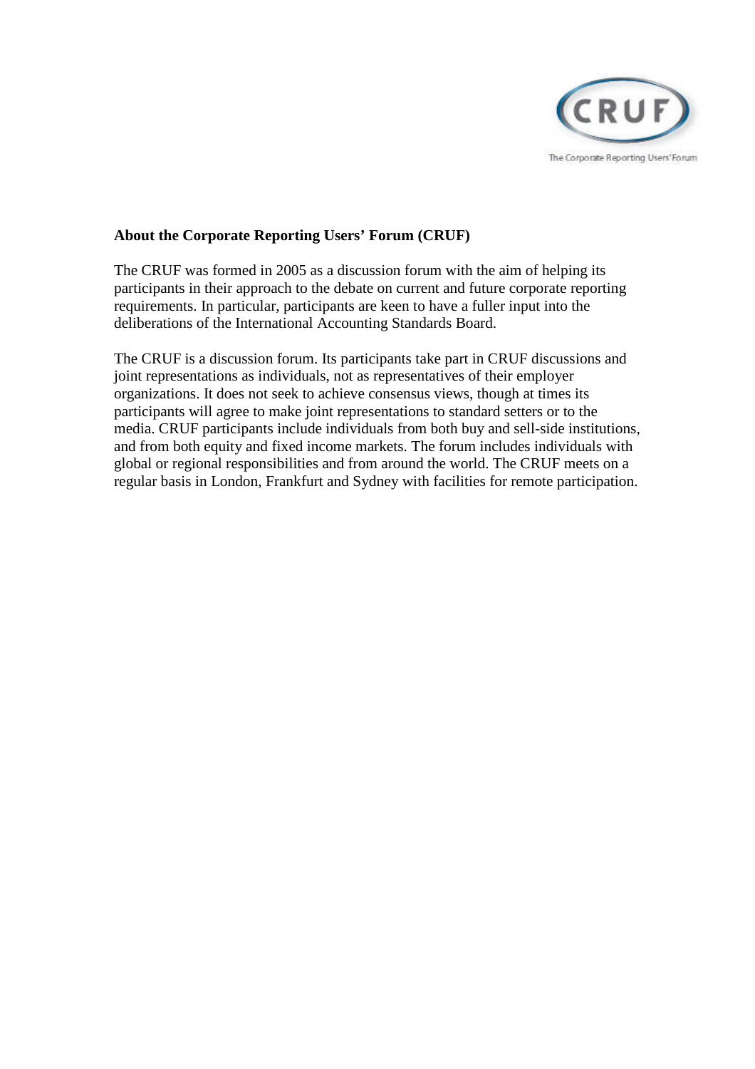**About the Corporate Reporting Users' Forum (CRUF)**

The CRUF was formed in 2005 as a discussion forum with the aim of helping its participants in their approach to the debate on current and future corporate reporting requirements. In particular, participants are keen to have a fuller input into the deliberations of the International Accounting Standards Board.

The CRUF is a discussion forum. Its participants take part in CRUF discussions and joint representations as individuals, not as representatives of their employer organizations. It does not seek to achieve consensus views, though at times its participants will agree to make joint representations to standard setters or to the media. CRUF participants include individuals from both buy and sell-side institutions, and from both equity and fixed income markets. The forum includes individuals with global or regional responsibilities and from around the world. The CRUF meets on a regular basis in London, Frankfurt and Sydney with facilities for remote participation.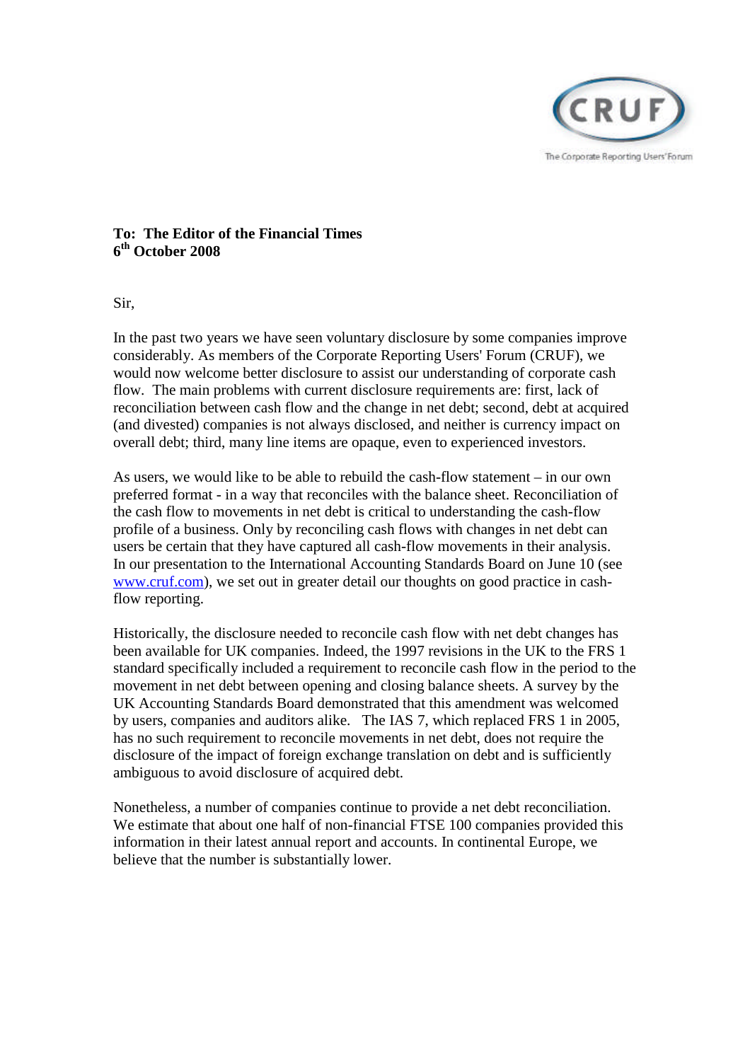**To: The Editor of the Financial Times**
**6th October 2008**

Sir,

In the past two years we have seen voluntary disclosure by some companies improve considerably. As members of the Corporate Reporting Users' Forum (CRUF), we would now welcome better disclosure to assist our understanding of corporate cash flow. The main problems with current disclosure requirements are: first, lack of reconciliation between cash flow and the change in net debt; second, debt at acquired (and divested) companies is not always disclosed, and neither is currency impact on overall debt; third, many line items are opaque, even to experienced investors.

As users, we would like to be able to rebuild the cash-flow statement – in our own preferred format - in a way that reconciles with the balance sheet. Reconciliation of the cash flow to movements in net debt is critical to understanding the cash-flow profile of a business. Only by reconciling cash flows with changes in net debt can users be certain that they have captured all cash-flow movements in their analysis. In our presentation to the International Accounting Standards Board on June 10 (see www.cruf.com), we set out in greater detail our thoughts on good practice in cash-flow reporting.

Historically, the disclosure needed to reconcile cash flow with net debt changes has been available for UK companies. Indeed, the 1997 revisions in the UK to the FRS 1 standard specifically included a requirement to reconcile cash flow in the period to the movement in net debt between opening and closing balance sheets. A survey by the UK Accounting Standards Board demonstrated that this amendment was welcomed by users, companies and auditors alike. The IAS 7, which replaced FRS 1 in 2005, has no such requirement to reconcile movements in net debt, does not require the disclosure of the impact of foreign exchange translation on debt and is sufficiently ambiguous to avoid disclosure of acquired debt.

Nonetheless, a number of companies continue to provide a net debt reconciliation. We estimate that about one half of non-financial FTSE 100 companies provided this information in their latest annual report and accounts. In continental Europe, we believe that the number is substantially lower.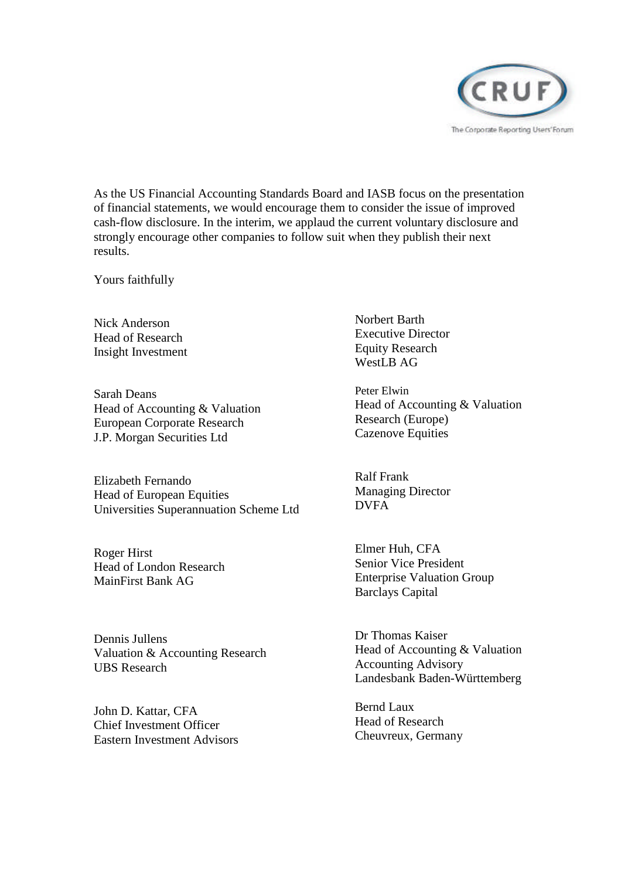As the US Financial Accounting Standards Board and IASB focus on the presentation of financial statements, we would encourage them to consider the issue of improved cash-flow disclosure. In the interim, we applaud the current voluntary disclosure and strongly encourage other companies to follow suit when they publish their next results.

Yours faithfully

Nick Anderson
Head of Research
Insight Investment

Norbert Barth
Executive Director
Equity Research
WestLB AG

Sarah Deans
Head of Accounting & Valuation
European Corporate Research
J.P. Morgan Securities Ltd

Peter Elwin
Head of Accounting & Valuation
Research (Europe)
Cazenove Equities

Elizabeth Fernando
Head of European Equities
Universities Superannuation Scheme Ltd

Ralf Frank
Managing Director
DVFA

Roger Hirst
Head of London Research
MainFirst Bank AG

Elmer Huh, CFA
Senior Vice President
Enterprise Valuation Group
Barclays Capital

Dennis Jullens
Valuation & Accounting Research
UBS Research

Dr Thomas Kaiser
Head of Accounting & Valuation
Accounting Advisory
Landesbank Baden-Württemberg

John D. Kattar, CFA
Chief Investment Officer
Eastern Investment Advisors

Bernd Laux
Head of Research
Cheuvreux, Germany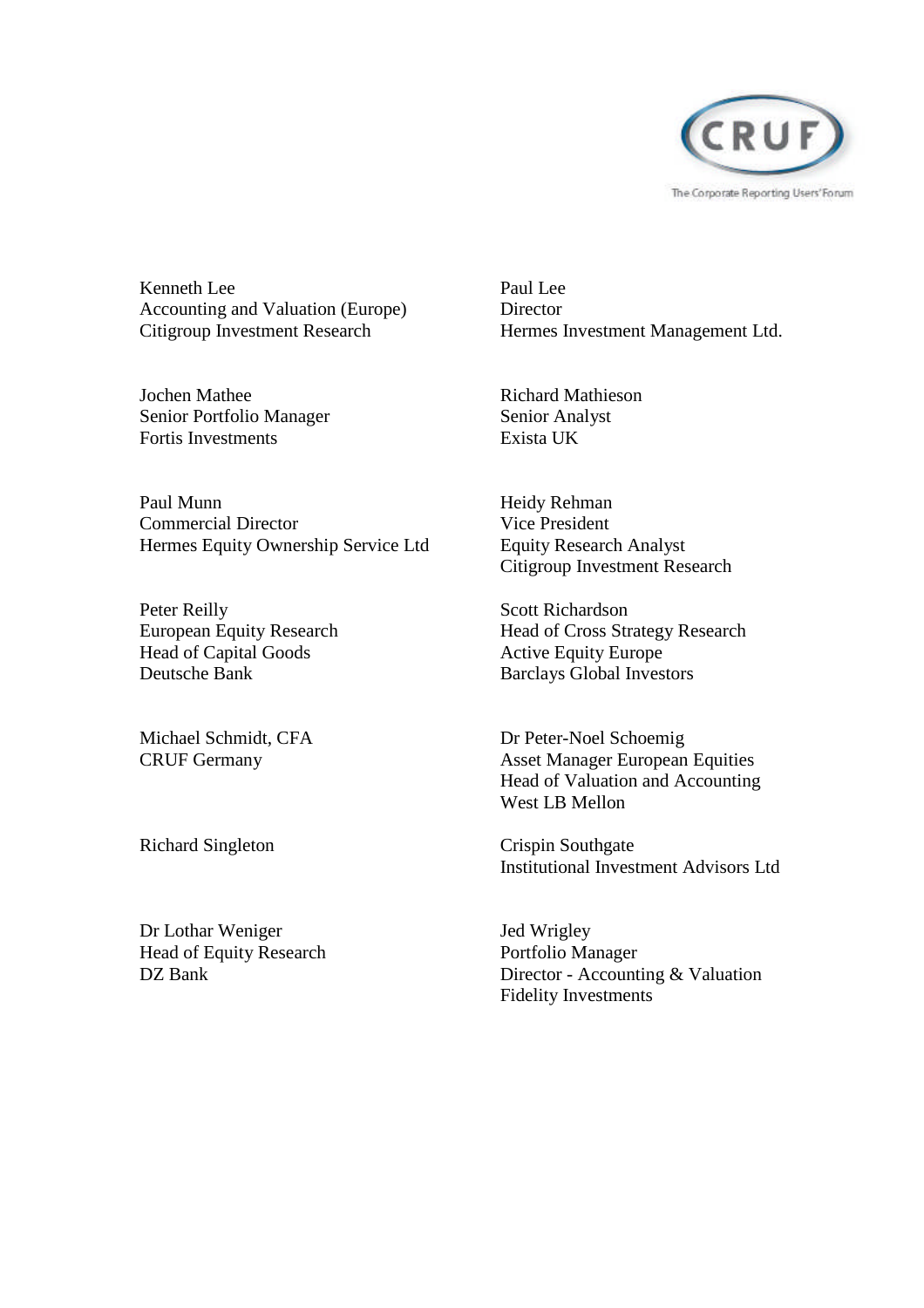Kenneth Lee
Accounting and Valuation (Europe)
Citigroup Investment Research

Paul Lee
Director
Hermes Investment Management Ltd.

Jochen Mathee
Senior Portfolio Manager
Fortis Investments

Richard Mathieson
Senior Analyst
Exista UK

Paul Munn
Commercial Director
Hermes Equity Ownership Service Ltd

Heidy Rehman
Vice President
Equity Research Analyst
Citigroup Investment Research

Peter Reilly
European Equity Research
Head of Capital Goods
Deutsche Bank

Scott Richardson
Head of Cross Strategy Research
Active Equity Europe
Barclays Global Investors

Michael Schmidt, CFA
CRUF Germany

Dr Peter-Noel Schoemig
Asset Manager European Equities
Head of Valuation and Accounting
West LB Mellon

Richard Singleton

Crispin Southgate
Institutional Investment Advisors Ltd

Dr Lothar Weniger
Head of Equity Research
DZ Bank

Jed Wrigley
Portfolio Manager
Director - Accounting & Valuation
Fidelity Investments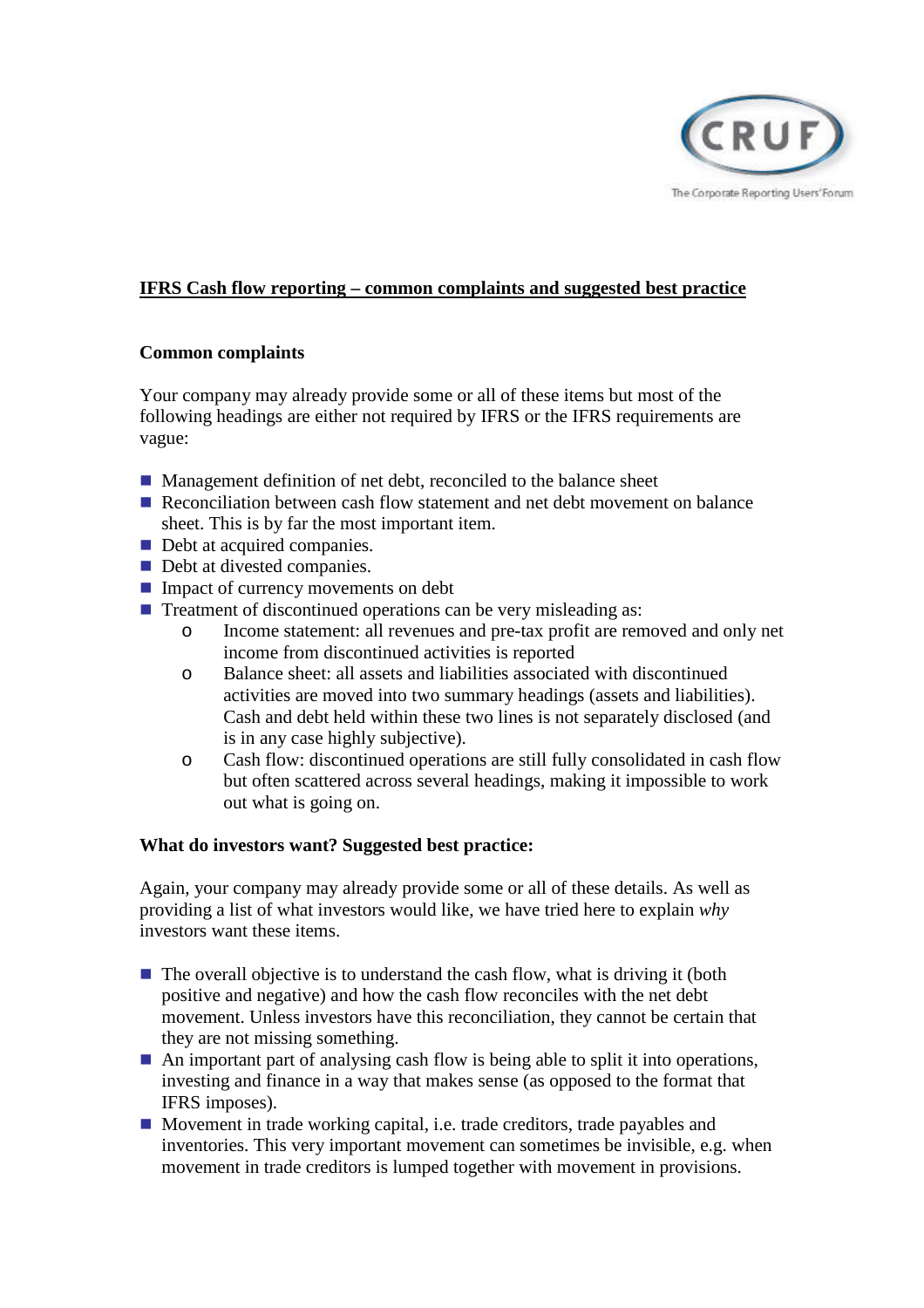# IFRS Cash flow reporting – common complaints and suggested best practice

## Common complaints

Your company may already provide some or all of these items but most of the following headings are either not required by IFRS or the IFRS requirements are vague:

- Management definition of net debt, reconciled to the balance sheet
- Reconciliation between cash flow statement and net debt movement on balance sheet. This is by far the most important item.
- Debt at acquired companies.
- Debt at divested companies.
- Impact of currency movements on debt
- Treatment of discontinued operations can be very misleading as:
    - Income statement: all revenues and pre-tax profit are removed and only net income from discontinued activities is reported
    - Balance sheet: all assets and liabilities associated with discontinued activities are moved into two summary headings (assets and liabilities). Cash and debt held within these two lines is not separately disclosed (and is in any case highly subjective).
    - Cash flow: discontinued operations are still fully consolidated in cash flow but often scattered across several headings, making it impossible to work out what is going on.

## What do investors want? Suggested best practice:

Again, your company may already provide some or all of these details. As well as providing a list of what investors would like, we have tried here to explain *why* investors want these items.

- The overall objective is to understand the cash flow, what is driving it (both positive and negative) and how the cash flow reconciles with the net debt movement. Unless investors have this reconciliation, they cannot be certain that they are not missing something.
- An important part of analysing cash flow is being able to split it into operations, investing and finance in a way that makes sense (as opposed to the format that IFRS imposes).
- Movement in trade working capital, i.e. trade creditors, trade payables and inventories. This very important movement can sometimes be invisible, e.g. when movement in trade creditors is lumped together with movement in provisions.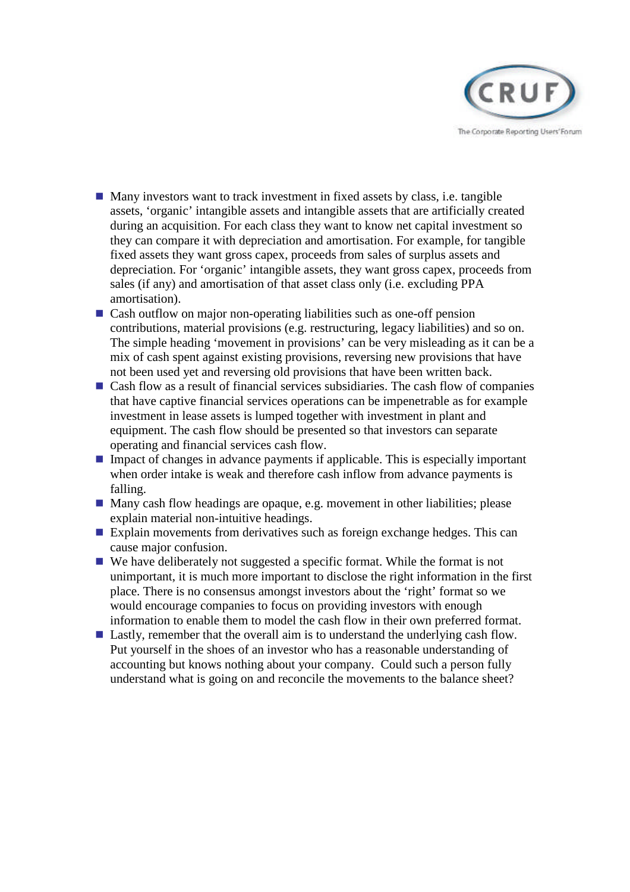- Many investors want to track investment in fixed assets by class, i.e. tangible assets, 'organic' intangible assets and intangible assets that are artificially created during an acquisition. For each class they want to know net capital investment so they can compare it with depreciation and amortisation. For example, for tangible fixed assets they want gross capex, proceeds from sales of surplus assets and depreciation. For 'organic' intangible assets, they want gross capex, proceeds from sales (if any) and amortisation of that asset class only (i.e. excluding PPA amortisation).
- Cash outflow on major non-operating liabilities such as one-off pension contributions, material provisions (e.g. restructuring, legacy liabilities) and so on. The simple heading 'movement in provisions' can be very misleading as it can be a mix of cash spent against existing provisions, reversing new provisions that have not been used yet and reversing old provisions that have been written back.
- Cash flow as a result of financial services subsidiaries. The cash flow of companies that have captive financial services operations can be impenetrable as for example investment in lease assets is lumped together with investment in plant and equipment. The cash flow should be presented so that investors can separate operating and financial services cash flow.
- Impact of changes in advance payments if applicable. This is especially important when order intake is weak and therefore cash inflow from advance payments is falling.
- Many cash flow headings are opaque, e.g. movement in other liabilities; please explain material non-intuitive headings.
- Explain movements from derivatives such as foreign exchange hedges. This can cause major confusion.
- We have deliberately not suggested a specific format. While the format is not unimportant, it is much more important to disclose the right information in the first place. There is no consensus amongst investors about the 'right' format so we would encourage companies to focus on providing investors with enough information to enable them to model the cash flow in their own preferred format.
- Lastly, remember that the overall aim is to understand the underlying cash flow. Put yourself in the shoes of an investor who has a reasonable understanding of accounting but knows nothing about your company. Could such a person fully understand what is going on and reconcile the movements to the balance sheet?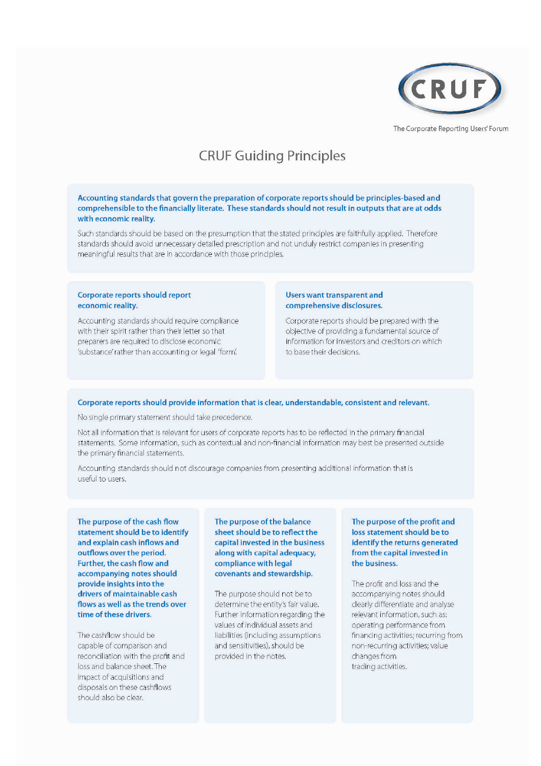CRUF

The Corporate Reporting Users' Forum

# CRUF Guiding Principles

**Accounting standards that govern the preparation of corporate reports should be principles-based and comprehensible to the financially literate. These standards should not result in outputs that are at odds with economic reality.**

Such standards should be based on the presumption that the stated principles are faithfully applied. Therefore standards should avoid unnecessary detailed prescription and not unduly restrict companies in presenting meaningful results that are in accordance with those principles.

**Corporate reports should report economic reality.**

Accounting standards should require compliance with their spirit rather than their letter so that preparers are required to disclose economic 'substance' rather than accounting or legal 'form'.

**Users want transparent and comprehensive disclosures.**

Corporate reports should be prepared with the objective of providing a fundamental source of information for investors and creditors on which to base their decisions.

**Corporate reports should provide information that is clear, understandable, consistent and relevant.**

No single primary statement should take precedence.

Not all information that is relevant for users of corporate reports has to be reflected in the primary financial statements. Some information, such as contextual and non-financial information may best be presented outside the primary financial statements.

Accounting standards should not discourage companies from presenting additional information that is useful to users.

**The purpose of the cash flow statement should be to identify and explain cash inflows and outflows over the period. Further, the cash flow and accompanying notes should provide insights into the drivers of maintainable cash flows as well as the trends over time of these drivers.**

The cashflow should be capable of comparison and reconciliation with the profit and loss and balance sheet. The impact of acquisitions and disposals on these cashflows should also be clear.

**The purpose of the balance sheet should be to reflect the capital invested in the business along with capital adequacy, compliance with legal covenants and stewardship.**

The purpose should not be to determine the entity's fair value. Further information regarding the values of individual assets and liabilities (including assumptions and sensitivities), should be provided in the notes.

**The purpose of the profit and loss statement should be to identify the returns generated from the capital invested in the business.**

The profit and loss and the accompanying notes should clearly differentiate and analyse relevant information, such as: operating performance from financing activities; recurring from non-recurring activities; value changes from trading activities.